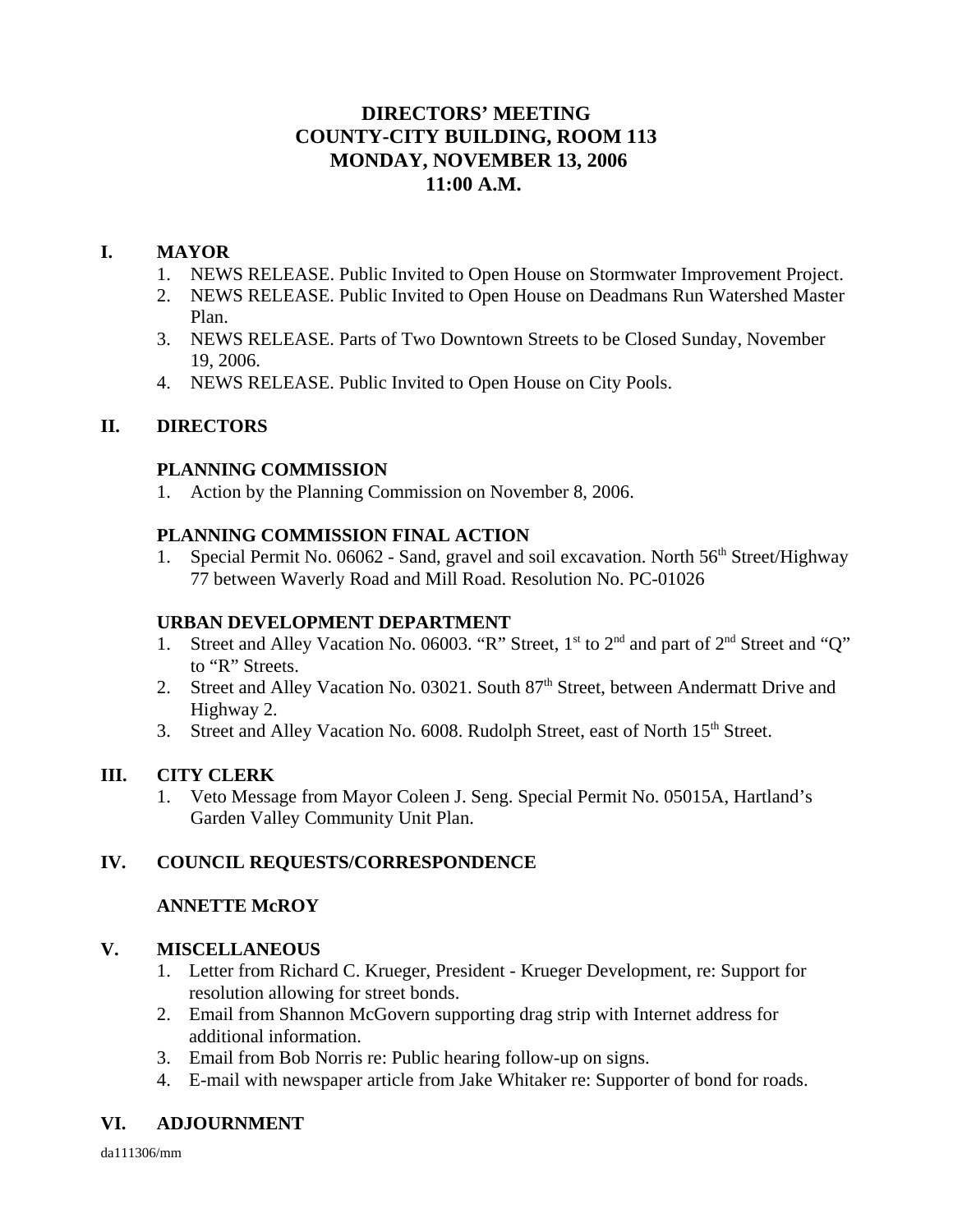# DIRECTORS' MEETING
# COUNTY-CITY BUILDING, ROOM 113
# MONDAY, NOVEMBER 13, 2006
# 11:00 A.M.

## I. MAYOR

1. NEWS RELEASE. Public Invited to Open House on Stormwater Improvement Project.
2. NEWS RELEASE. Public Invited to Open House on Deadmans Run Watershed Master Plan.
3. NEWS RELEASE. Parts of Two Downtown Streets to be Closed Sunday, November 19, 2006.
4. NEWS RELEASE. Public Invited to Open House on City Pools.

## II. DIRECTORS

### PLANNING COMMISSION

1. Action by the Planning Commission on November 8, 2006.

### PLANNING COMMISSION FINAL ACTION

1. Special Permit No. 06062 - Sand, gravel and soil excavation. North 56th Street/Highway 77 between Waverly Road and Mill Road. Resolution No. PC-01026

### URBAN DEVELOPMENT DEPARTMENT

1. Street and Alley Vacation No. 06003. "R" Street, 1st to 2nd and part of 2nd Street and "Q" to "R" Streets.
2. Street and Alley Vacation No. 03021. South 87th Street, between Andermatt Drive and Highway 2.
3. Street and Alley Vacation No. 6008. Rudolph Street, east of North 15th Street.

## III. CITY CLERK

1. Veto Message from Mayor Coleen J. Seng. Special Permit No. 05015A, Hartland's Garden Valley Community Unit Plan.

## IV. COUNCIL REQUESTS/CORRESPONDENCE

### ANNETTE McROY

## V. MISCELLANEOUS

1. Letter from Richard C. Krueger, President - Krueger Development, re: Support for resolution allowing for street bonds.
2. Email from Shannon McGovern supporting drag strip with Internet address for additional information.
3. Email from Bob Norris re: Public hearing follow-up on signs.
4. E-mail with newspaper article from Jake Whitaker re: Supporter of bond for roads.

## VI. ADJOURNMENT

da111306/mm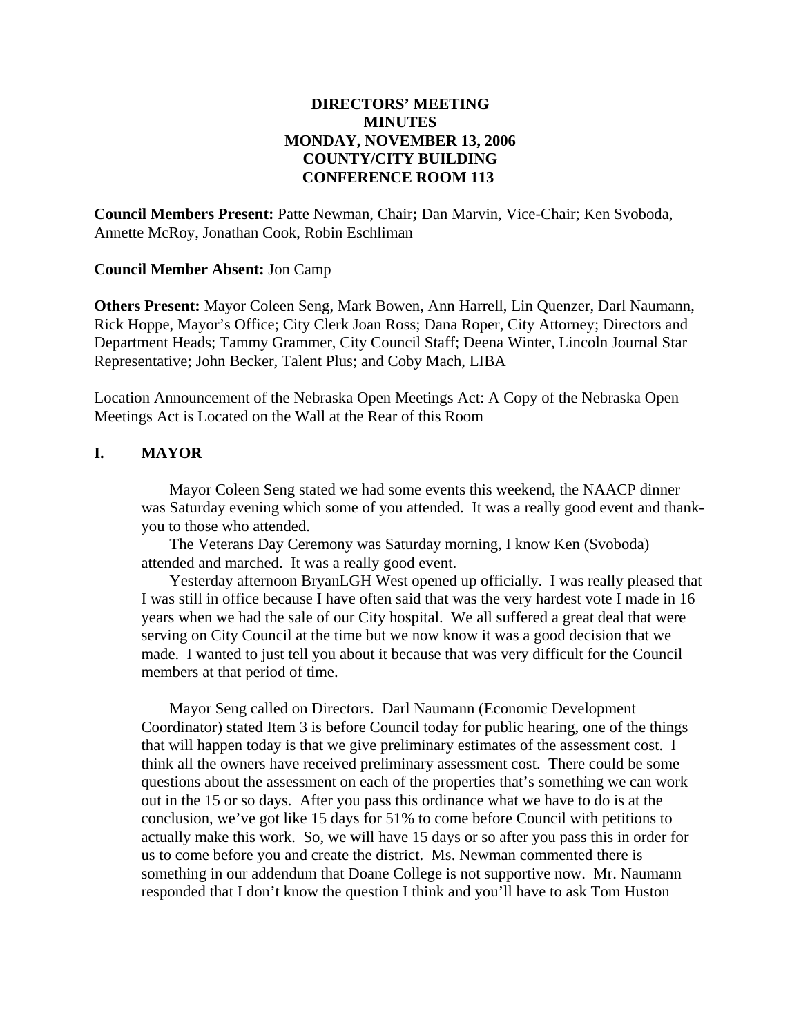**DIRECTORS' MEETING**
**MINUTES**
**MONDAY, NOVEMBER 13, 2006**
**COUNTY/CITY BUILDING**
**CONFERENCE ROOM 113**

**Council Members Present:** Patte Newman, Chair**;** Dan Marvin, Vice-Chair; Ken Svoboda, Annette McRoy, Jonathan Cook, Robin Eschliman

**Council Member Absent:** Jon Camp

**Others Present:** Mayor Coleen Seng, Mark Bowen, Ann Harrell, Lin Quenzer, Darl Naumann, Rick Hoppe, Mayor's Office; City Clerk Joan Ross; Dana Roper, City Attorney; Directors and Department Heads; Tammy Grammer, City Council Staff; Deena Winter, Lincoln Journal Star Representative; John Becker, Talent Plus; and Coby Mach, LIBA

Location Announcement of the Nebraska Open Meetings Act: A Copy of the Nebraska Open Meetings Act is Located on the Wall at the Rear of this Room

## I. MAYOR

Mayor Coleen Seng stated we had some events this weekend, the NAACP dinner was Saturday evening which some of you attended. It was a really good event and thank-you to those who attended.

The Veterans Day Ceremony was Saturday morning, I know Ken (Svoboda) attended and marched. It was a really good event.

Yesterday afternoon BryanLGH West opened up officially. I was really pleased that I was still in office because I have often said that was the very hardest vote I made in 16 years when we had the sale of our City hospital. We all suffered a great deal that were serving on City Council at the time but we now know it was a good decision that we made. I wanted to just tell you about it because that was very difficult for the Council members at that period of time.

Mayor Seng called on Directors. Darl Naumann (Economic Development Coordinator) stated Item 3 is before Council today for public hearing, one of the things that will happen today is that we give preliminary estimates of the assessment cost. I think all the owners have received preliminary assessment cost. There could be some questions about the assessment on each of the properties that's something we can work out in the 15 or so days. After you pass this ordinance what we have to do is at the conclusion, we've got like 15 days for 51% to come before Council with petitions to actually make this work. So, we will have 15 days or so after you pass this in order for us to come before you and create the district. Ms. Newman commented there is something in our addendum that Doane College is not supportive now. Mr. Naumann responded that I don't know the question I think and you'll have to ask Tom Huston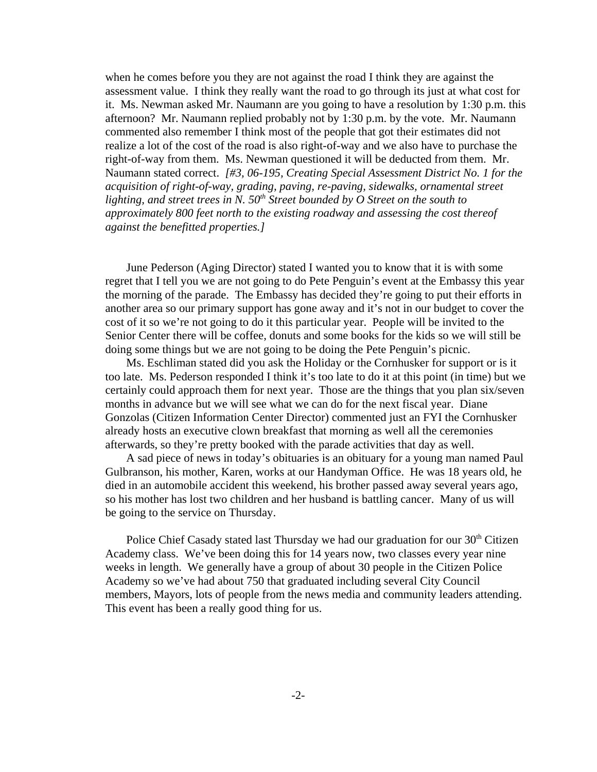when he comes before you they are not against the road I think they are against the assessment value. I think they really want the road to go through its just at what cost for it. Ms. Newman asked Mr. Naumann are you going to have a resolution by 1:30 p.m. this afternoon? Mr. Naumann replied probably not by 1:30 p.m. by the vote. Mr. Naumann commented also remember I think most of the people that got their estimates did not realize a lot of the cost of the road is also right-of-way and we also have to purchase the right-of-way from them. Ms. Newman questioned it will be deducted from them. Mr. Naumann stated correct. *[#3, 06-195, Creating Special Assessment District No. 1 for the acquisition of right-of-way, grading, paving, re-paving, sidewalks, ornamental street lighting, and street trees in N. 50th Street bounded by O Street on the south to approximately 800 feet north to the existing roadway and assessing the cost thereof against the benefitted properties.]*

June Pederson (Aging Director) stated I wanted you to know that it is with some regret that I tell you we are not going to do Pete Penguin's event at the Embassy this year the morning of the parade. The Embassy has decided they're going to put their efforts in another area so our primary support has gone away and it's not in our budget to cover the cost of it so we're not going to do it this particular year. People will be invited to the Senior Center there will be coffee, donuts and some books for the kids so we will still be doing some things but we are not going to be doing the Pete Penguin's picnic.

Ms. Eschliman stated did you ask the Holiday or the Cornhusker for support or is it too late. Ms. Pederson responded I think it's too late to do it at this point (in time) but we certainly could approach them for next year. Those are the things that you plan six/seven months in advance but we will see what we can do for the next fiscal year. Diane Gonzolas (Citizen Information Center Director) commented just an FYI the Cornhusker already hosts an executive clown breakfast that morning as well all the ceremonies afterwards, so they're pretty booked with the parade activities that day as well.

A sad piece of news in today's obituaries is an obituary for a young man named Paul Gulbranson, his mother, Karen, works at our Handyman Office. He was 18 years old, he died in an automobile accident this weekend, his brother passed away several years ago, so his mother has lost two children and her husband is battling cancer. Many of us will be going to the service on Thursday.

Police Chief Casady stated last Thursday we had our graduation for our 30th Citizen Academy class. We've been doing this for 14 years now, two classes every year nine weeks in length. We generally have a group of about 30 people in the Citizen Police Academy so we've had about 750 that graduated including several City Council members, Mayors, lots of people from the news media and community leaders attending. This event has been a really good thing for us.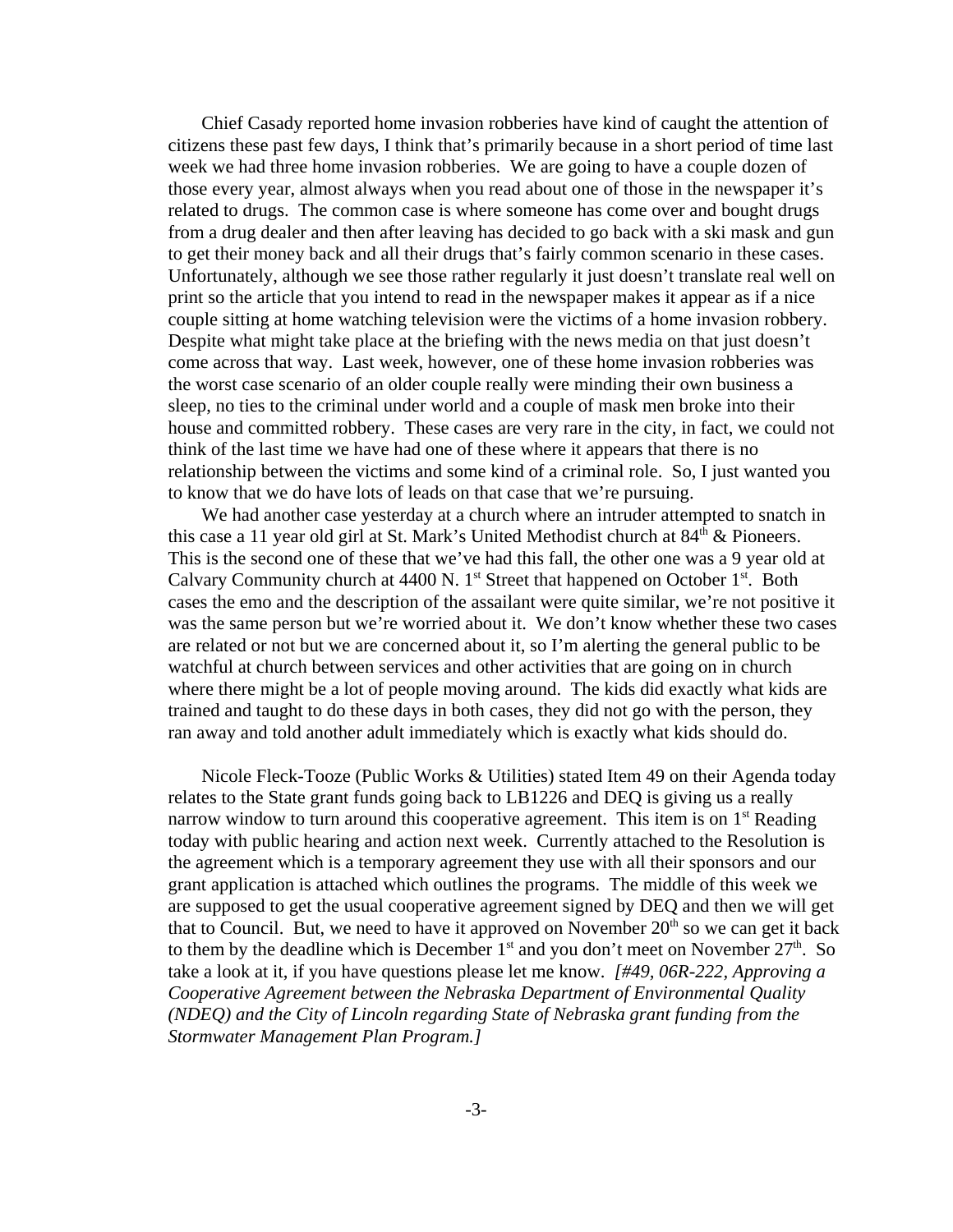Chief Casady reported home invasion robberies have kind of caught the attention of citizens these past few days, I think that's primarily because in a short period of time last week we had three home invasion robberies. We are going to have a couple dozen of those every year, almost always when you read about one of those in the newspaper it's related to drugs. The common case is where someone has come over and bought drugs from a drug dealer and then after leaving has decided to go back with a ski mask and gun to get their money back and all their drugs that's fairly common scenario in these cases. Unfortunately, although we see those rather regularly it just doesn't translate real well on print so the article that you intend to read in the newspaper makes it appear as if a nice couple sitting at home watching television were the victims of a home invasion robbery. Despite what might take place at the briefing with the news media on that just doesn't come across that way. Last week, however, one of these home invasion robberies was the worst case scenario of an older couple really were minding their own business a sleep, no ties to the criminal under world and a couple of mask men broke into their house and committed robbery. These cases are very rare in the city, in fact, we could not think of the last time we have had one of these where it appears that there is no relationship between the victims and some kind of a criminal role. So, I just wanted you to know that we do have lots of leads on that case that we're pursuing.

We had another case yesterday at a church where an intruder attempted to snatch in this case a 11 year old girl at St. Mark's United Methodist church at 84th & Pioneers. This is the second one of these that we've had this fall, the other one was a 9 year old at Calvary Community church at 4400 N. 1st Street that happened on October 1st. Both cases the emo and the description of the assailant were quite similar, we're not positive it was the same person but we're worried about it. We don't know whether these two cases are related or not but we are concerned about it, so I'm alerting the general public to be watchful at church between services and other activities that are going on in church where there might be a lot of people moving around. The kids did exactly what kids are trained and taught to do these days in both cases, they did not go with the person, they ran away and told another adult immediately which is exactly what kids should do.

Nicole Fleck-Tooze (Public Works & Utilities) stated Item 49 on their Agenda today relates to the State grant funds going back to LB1226 and DEQ is giving us a really narrow window to turn around this cooperative agreement. This item is on 1st Reading today with public hearing and action next week. Currently attached to the Resolution is the agreement which is a temporary agreement they use with all their sponsors and our grant application is attached which outlines the programs. The middle of this week we are supposed to get the usual cooperative agreement signed by DEQ and then we will get that to Council. But, we need to have it approved on November 20th so we can get it back to them by the deadline which is December 1st and you don't meet on November 27th. So take a look at it, if you have questions please let me know. *[#49, 06R-222, Approving a Cooperative Agreement between the Nebraska Department of Environmental Quality (NDEQ) and the City of Lincoln regarding State of Nebraska grant funding from the Stormwater Management Plan Program.]*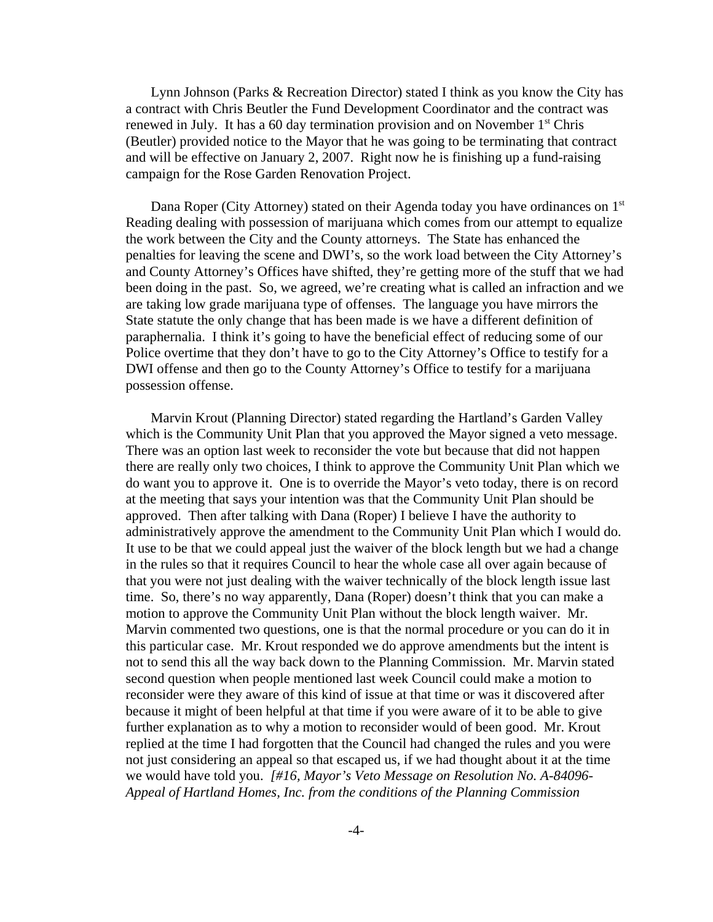Lynn Johnson (Parks & Recreation Director) stated I think as you know the City has a contract with Chris Beutler the Fund Development Coordinator and the contract was renewed in July. It has a 60 day termination provision and on November 1st Chris (Beutler) provided notice to the Mayor that he was going to be terminating that contract and will be effective on January 2, 2007. Right now he is finishing up a fund-raising campaign for the Rose Garden Renovation Project.

Dana Roper (City Attorney) stated on their Agenda today you have ordinances on 1st Reading dealing with possession of marijuana which comes from our attempt to equalize the work between the City and the County attorneys. The State has enhanced the penalties for leaving the scene and DWI's, so the work load between the City Attorney's and County Attorney's Offices have shifted, they're getting more of the stuff that we had been doing in the past. So, we agreed, we're creating what is called an infraction and we are taking low grade marijuana type of offenses. The language you have mirrors the State statute the only change that has been made is we have a different definition of paraphernalia. I think it's going to have the beneficial effect of reducing some of our Police overtime that they don't have to go to the City Attorney's Office to testify for a DWI offense and then go to the County Attorney's Office to testify for a marijuana possession offense.

Marvin Krout (Planning Director) stated regarding the Hartland's Garden Valley which is the Community Unit Plan that you approved the Mayor signed a veto message. There was an option last week to reconsider the vote but because that did not happen there are really only two choices, I think to approve the Community Unit Plan which we do want you to approve it. One is to override the Mayor's veto today, there is on record at the meeting that says your intention was that the Community Unit Plan should be approved. Then after talking with Dana (Roper) I believe I have the authority to administratively approve the amendment to the Community Unit Plan which I would do. It use to be that we could appeal just the waiver of the block length but we had a change in the rules so that it requires Council to hear the whole case all over again because of that you were not just dealing with the waiver technically of the block length issue last time. So, there's no way apparently, Dana (Roper) doesn't think that you can make a motion to approve the Community Unit Plan without the block length waiver. Mr. Marvin commented two questions, one is that the normal procedure or you can do it in this particular case. Mr. Krout responded we do approve amendments but the intent is not to send this all the way back down to the Planning Commission. Mr. Marvin stated second question when people mentioned last week Council could make a motion to reconsider were they aware of this kind of issue at that time or was it discovered after because it might of been helpful at that time if you were aware of it to be able to give further explanation as to why a motion to reconsider would of been good. Mr. Krout replied at the time I had forgotten that the Council had changed the rules and you were not just considering an appeal so that escaped us, if we had thought about it at the time we would have told you. *[#16, Mayor's Veto Message on Resolution No. A-84096- Appeal of Hartland Homes, Inc. from the conditions of the Planning Commission*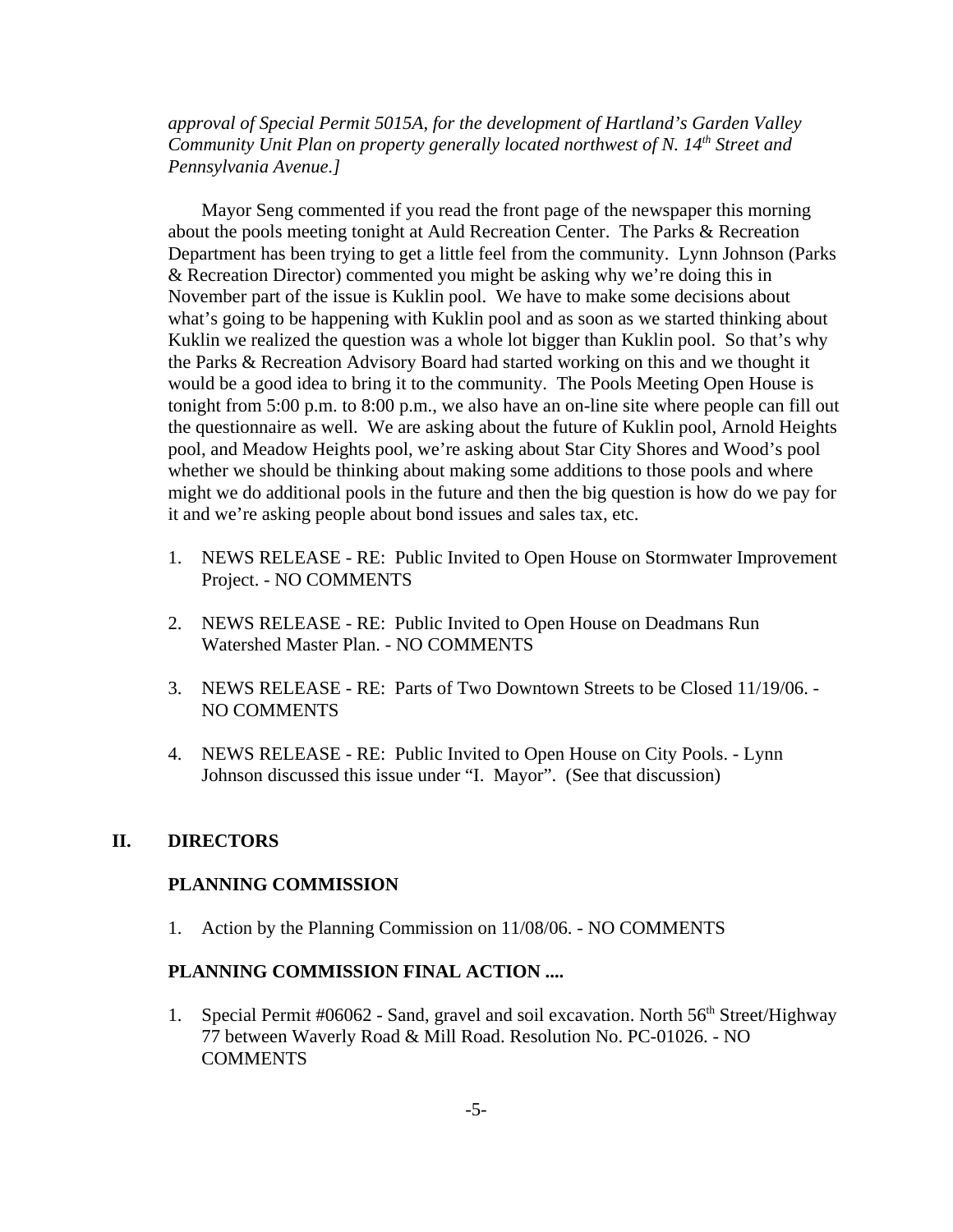*approval of Special Permit 5015A, for the development of Hartland's Garden Valley Community Unit Plan on property generally located northwest of N. 14th Street and Pennsylvania Avenue.]*

Mayor Seng commented if you read the front page of the newspaper this morning about the pools meeting tonight at Auld Recreation Center. The Parks & Recreation Department has been trying to get a little feel from the community. Lynn Johnson (Parks & Recreation Director) commented you might be asking why we're doing this in November part of the issue is Kuklin pool. We have to make some decisions about what's going to be happening with Kuklin pool and as soon as we started thinking about Kuklin we realized the question was a whole lot bigger than Kuklin pool. So that's why the Parks & Recreation Advisory Board had started working on this and we thought it would be a good idea to bring it to the community. The Pools Meeting Open House is tonight from 5:00 p.m. to 8:00 p.m., we also have an on-line site where people can fill out the questionnaire as well. We are asking about the future of Kuklin pool, Arnold Heights pool, and Meadow Heights pool, we're asking about Star City Shores and Wood's pool whether we should be thinking about making some additions to those pools and where might we do additional pools in the future and then the big question is how do we pay for it and we're asking people about bond issues and sales tax, etc.

1. NEWS RELEASE - RE: Public Invited to Open House on Stormwater Improvement Project. - NO COMMENTS

2. NEWS RELEASE - RE: Public Invited to Open House on Deadmans Run Watershed Master Plan. - NO COMMENTS

3. NEWS RELEASE - RE: Parts of Two Downtown Streets to be Closed 11/19/06. - NO COMMENTS

4. NEWS RELEASE - RE: Public Invited to Open House on City Pools. - Lynn Johnson discussed this issue under "I. Mayor". (See that discussion)

## II. DIRECTORS

### PLANNING COMMISSION

1. Action by the Planning Commission on 11/08/06. - NO COMMENTS

### PLANNING COMMISSION FINAL ACTION ....

1. Special Permit #06062 - Sand, gravel and soil excavation. North 56th Street/Highway 77 between Waverly Road & Mill Road. Resolution No. PC-01026. - NO COMMENTS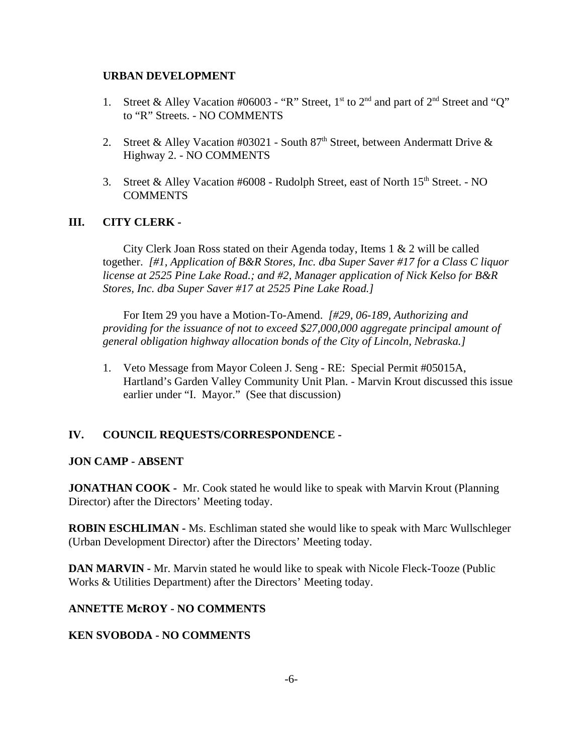**URBAN DEVELOPMENT**

1. Street & Alley Vacation #06003 - "R" Street, 1st to 2nd and part of 2nd Street and "Q" to "R" Streets. - NO COMMENTS

2. Street & Alley Vacation #03021 - South 87th Street, between Andermatt Drive & Highway 2. - NO COMMENTS

3. Street & Alley Vacation #6008 - Rudolph Street, east of North 15th Street. - NO COMMENTS

## III. CITY CLERK -

City Clerk Joan Ross stated on their Agenda today, Items 1 & 2 will be called together. *[#1, Application of B&R Stores, Inc. dba Super Saver #17 for a Class C liquor license at 2525 Pine Lake Road.; and #2, Manager application of Nick Kelso for B&R Stores, Inc. dba Super Saver #17 at 2525 Pine Lake Road.]*

For Item 29 you have a Motion-To-Amend. *[#29, 06-189, Authorizing and providing for the issuance of not to exceed $27,000,000 aggregate principal amount of general obligation highway allocation bonds of the City of Lincoln, Nebraska.]*

1. Veto Message from Mayor Coleen J. Seng - RE: Special Permit #05015A, Hartland's Garden Valley Community Unit Plan. - Marvin Krout discussed this issue earlier under "I. Mayor." (See that discussion)

## IV. COUNCIL REQUESTS/CORRESPONDENCE -

**JON CAMP - ABSENT**

**JONATHAN COOK -** Mr. Cook stated he would like to speak with Marvin Krout (Planning Director) after the Directors' Meeting today.

**ROBIN ESCHLIMAN -** Ms. Eschliman stated she would like to speak with Marc Wullschleger (Urban Development Director) after the Directors' Meeting today.

**DAN MARVIN -** Mr. Marvin stated he would like to speak with Nicole Fleck-Tooze (Public Works & Utilities Department) after the Directors' Meeting today.

**ANNETTE McROY - NO COMMENTS**

**KEN SVOBODA - NO COMMENTS**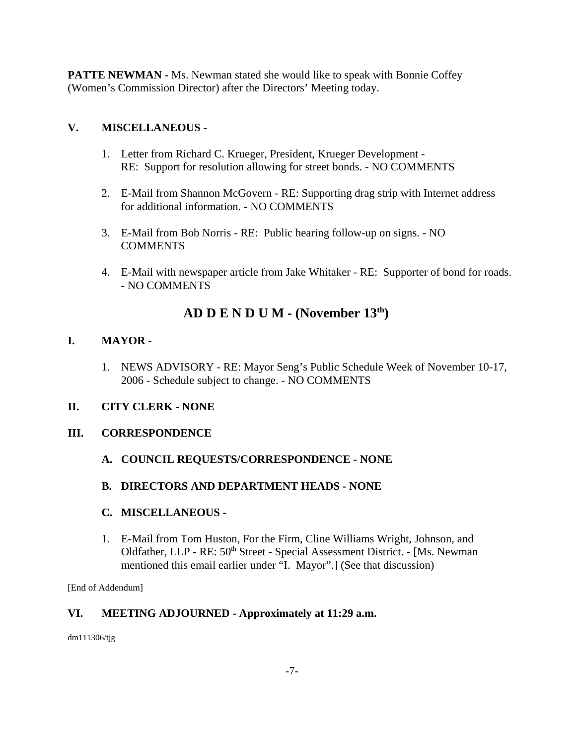**PATTE NEWMAN -** Ms. Newman stated she would like to speak with Bonnie Coffey (Women's Commission Director) after the Directors' Meeting today.

## V. MISCELLANEOUS -

1. Letter from Richard C. Krueger, President, Krueger Development - RE: Support for resolution allowing for street bonds. - NO COMMENTS

2. E-Mail from Shannon McGovern - RE: Supporting drag strip with Internet address for additional information. - NO COMMENTS

3. E-Mail from Bob Norris - RE: Public hearing follow-up on signs. - NO COMMENTS

4. E-Mail with newspaper article from Jake Whitaker - RE: Supporter of bond for roads. - NO COMMENTS

# AD D E N D U M - (November 13th)

## I. MAYOR -

1. NEWS ADVISORY - RE: Mayor Seng's Public Schedule Week of November 10-17, 2006 - Schedule subject to change. - NO COMMENTS

## II. CITY CLERK - NONE

## III. CORRESPONDENCE

### A. COUNCIL REQUESTS/CORRESPONDENCE - NONE

### B. DIRECTORS AND DEPARTMENT HEADS - NONE

### C. MISCELLANEOUS -

1. E-Mail from Tom Huston, For the Firm, Cline Williams Wright, Johnson, and Oldfather, LLP - RE: 50th Street - Special Assessment District. - [Ms. Newman mentioned this email earlier under "I. Mayor".] (See that discussion)

[End of Addendum]

## VI. MEETING ADJOURNED - Approximately at 11:29 a.m.

dm111306/tjg